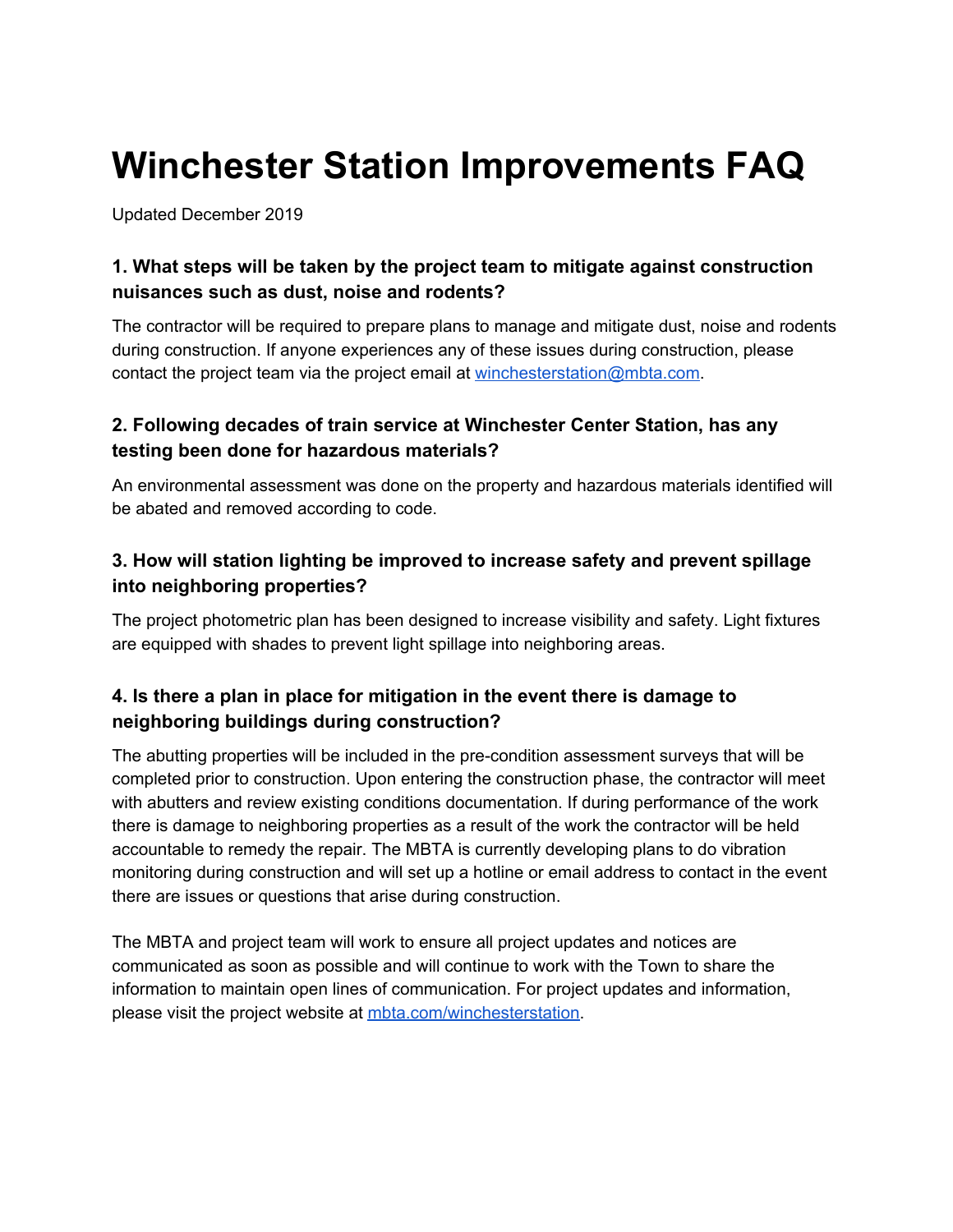# Winchester Station Improvements FAQ

Updated December 2019

### 1. What steps will be taken by the project team to mitigate against construction nuisances such as dust, noise and rodents?

The contractor will be required to prepare plans to manage and mitigate dust, noise and rodents during construction. If anyone experiences any of these issues during construction, please contact the project team via the project email at [winchesterstation@mbta.com](mailto:winchesterstation@mbta.com).

### 2. Following decades of train service at Winchester Center Station, has any testing been done for hazardous materials?

An environmental assessment was done on the property and hazardous materials identified will be abated and removed according to code.

### 3. How will station lighting be improved to increase safety and prevent spillage into neighboring properties?

The project photometric plan has been designed to increase visibility and safety. Light fixtures are equipped with shades to prevent light spillage into neighboring areas.

### 4. Is there a plan in place for mitigation in the event there is damage to neighboring buildings during construction?

The abutting properties will be included in the pre-condition assessment surveys that will be completed prior to construction. Upon entering the construction phase, the contractor will meet with abutters and review existing conditions documentation. If during performance of the work there is damage to neighboring properties as a result of the work the contractor will be held accountable to remedy the repair. The MBTA is currently developing plans to do vibration monitoring during construction and will set up a hotline or email address to contact in the event there are issues or questions that arise during construction.

The MBTA and project team will work to ensure all project updates and notices are communicated as soon as possible and will continue to work with the Town to share the information to maintain open lines of communication. For project updates and information, please visit the project website at [mbta.com/winchesterstation](https://mbta.com/winchesterstation).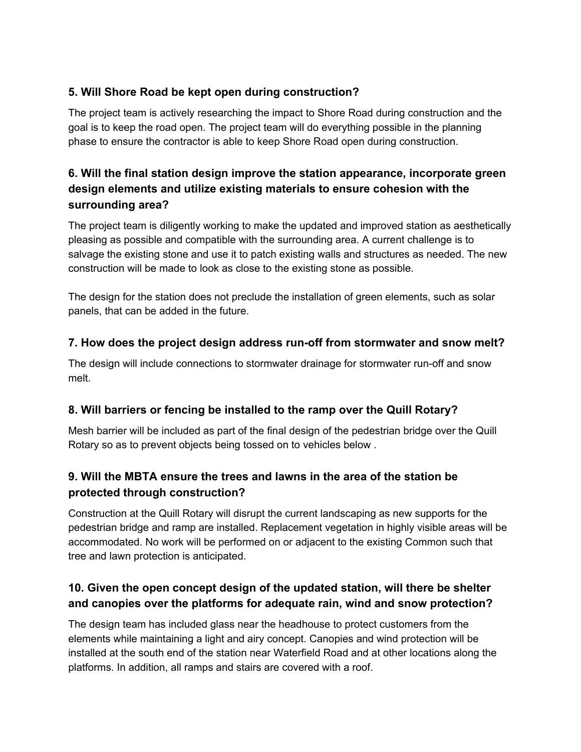### 5. Will Shore Road be kept open during construction?

The project team is actively researching the impact to Shore Road during construction and the goal is to keep the road open. The project team will do everything possible in the planning phase to ensure the contractor is able to keep Shore Road open during construction.

### 6. Will the final station design improve the station appearance, incorporate green design elements and utilize existing materials to ensure cohesion with the surrounding area?

The project team is diligently working to make the updated and improved station as aesthetically pleasing as possible and compatible with the surrounding area. A current challenge is to salvage the existing stone and use it to patch existing walls and structures as needed. The new construction will be made to look as close to the existing stone as possible.

The design for the station does not preclude the installation of green elements, such as solar panels, that can be added in the future.

### 7. How does the project design address run-off from stormwater and snow melt?

The design will include connections to stormwater drainage for stormwater run-off and snow melt.

### 8. Will barriers or fencing be installed to the ramp over the Quill Rotary?

Mesh barrier will be included as part of the final design of the pedestrian bridge over the Quill Rotary so as to prevent objects being tossed on to vehicles below .

### 9. Will the MBTA ensure the trees and lawns in the area of the station be protected through construction?

Construction at the Quill Rotary will disrupt the current landscaping as new supports for the pedestrian bridge and ramp are installed. Replacement vegetation in highly visible areas will be accommodated. No work will be performed on or adjacent to the existing Common such that tree and lawn protection is anticipated.

### 10. Given the open concept design of the updated station, will there be shelter and canopies over the platforms for adequate rain, wind and snow protection?

The design team has included glass near the headhouse to protect customers from the elements while maintaining a light and airy concept. Canopies and wind protection will be installed at the south end of the station near Waterfield Road and at other locations along the platforms. In addition, all ramps and stairs are covered with a roof.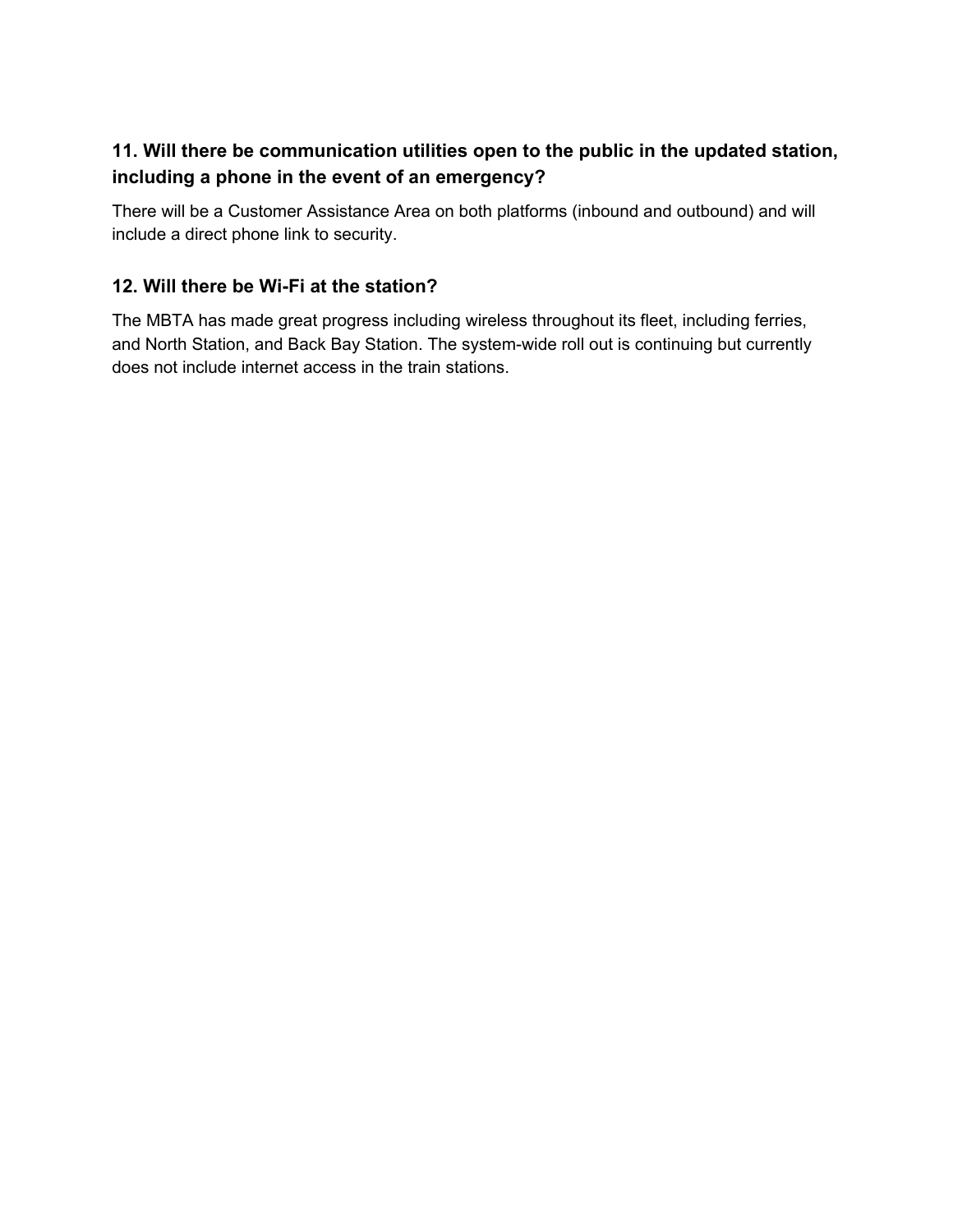### 11. Will there be communication utilities open to the public in the updated station, including a phone in the event of an emergency?

There will be a Customer Assistance Area on both platforms (inbound and outbound) and will include a direct phone link to security.

### 12. Will there be Wi-Fi at the station?

The MBTA has made great progress including wireless throughout its fleet, including ferries, and North Station, and Back Bay Station. The system-wide roll out is continuing but currently does not include internet access in the train stations.